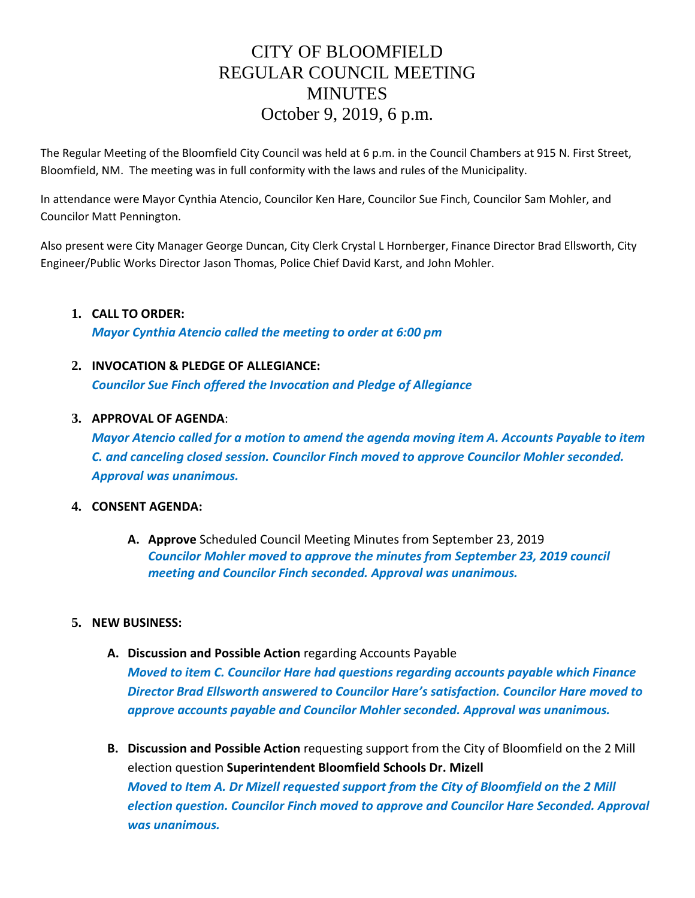# CITY OF BLOOMFIELD
# REGULAR COUNCIL MEETING
# MINUTES
# October 9, 2019, 6 p.m.

The Regular Meeting of the Bloomfield City Council was held at 6 p.m. in the Council Chambers at 915 N. First Street, Bloomfield, NM. The meeting was in full conformity with the laws and rules of the Municipality.

In attendance were Mayor Cynthia Atencio, Councilor Ken Hare, Councilor Sue Finch, Councilor Sam Mohler, and Councilor Matt Pennington.

Also present were City Manager George Duncan, City Clerk Crystal L Hornberger, Finance Director Brad Ellsworth, City Engineer/Public Works Director Jason Thomas, Police Chief David Karst, and John Mohler.

1. **CALL TO ORDER:**
   ***Mayor Cynthia Atencio called the meeting to order at 6:00 pm***

2. **INVOCATION & PLEDGE OF ALLEGIANCE:**
   ***Councilor Sue Finch offered the Invocation and Pledge of Allegiance***

3. **APPROVAL OF AGENDA**:
   ***Mayor Atencio called for a motion to amend the agenda moving item A. Accounts Payable to item C. and canceling closed session. Councilor Finch moved to approve Councilor Mohler seconded. Approval was unanimous.***

4. **CONSENT AGENDA:**

   A. **Approve** Scheduled Council Meeting Minutes from September 23, 2019
      ***Councilor Mohler moved to approve the minutes from September 23, 2019 council meeting and Councilor Finch seconded. Approval was unanimous.***

5. **NEW BUSINESS:**

   A. **Discussion and Possible Action** regarding Accounts Payable
      ***Moved to item C. Councilor Hare had questions regarding accounts payable which Finance Director Brad Ellsworth answered to Councilor Hare's satisfaction. Councilor Hare moved to approve accounts payable and Councilor Mohler seconded. Approval was unanimous.***

   B. **Discussion and Possible Action** requesting support from the City of Bloomfield on the 2 Mill election question **Superintendent Bloomfield Schools Dr. Mizell**
      ***Moved to Item A. Dr Mizell requested support from the City of Bloomfield on the 2 Mill election question. Councilor Finch moved to approve and Councilor Hare Seconded. Approval was unanimous.***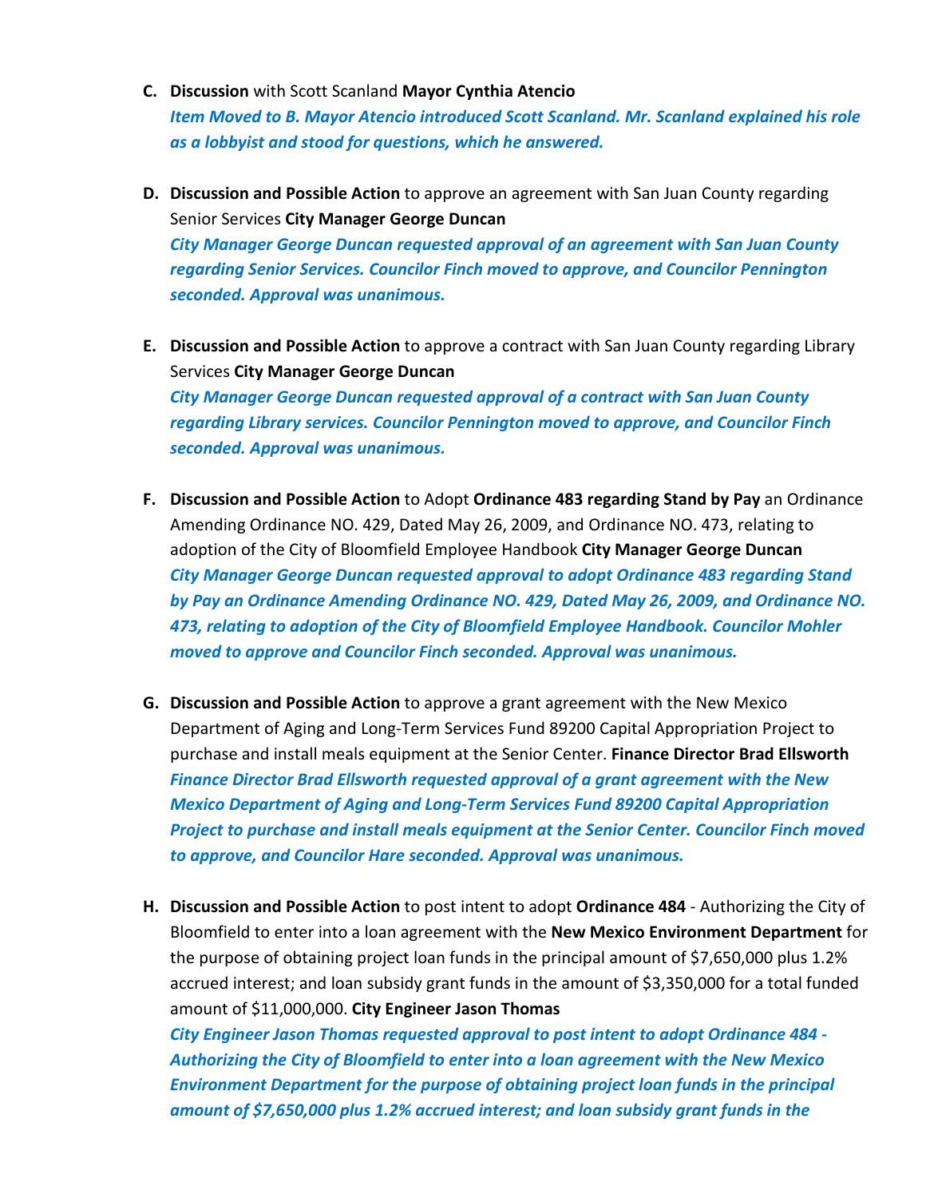C. **Discussion** with Scott Scanland **Mayor Cynthia Atencio**
   ***Item Moved to B. Mayor Atencio introduced Scott Scanland. Mr. Scanland explained his role as a lobbyist and stood for questions, which he answered.***

D. **Discussion and Possible Action** to approve an agreement with San Juan County regarding Senior Services **City Manager George Duncan**
   ***City Manager George Duncan requested approval of an agreement with San Juan County regarding Senior Services. Councilor Finch moved to approve, and Councilor Pennington seconded. Approval was unanimous.***

E. **Discussion and Possible Action** to approve a contract with San Juan County regarding Library Services **City Manager George Duncan**
   ***City Manager George Duncan requested approval of a contract with San Juan County regarding Library services. Councilor Pennington moved to approve, and Councilor Finch seconded. Approval was unanimous.***

F. **Discussion and Possible Action** to Adopt **Ordinance 483 regarding Stand by Pay** an Ordinance Amending Ordinance NO. 429, Dated May 26, 2009, and Ordinance NO. 473, relating to adoption of the City of Bloomfield Employee Handbook **City Manager George Duncan**
   ***City Manager George Duncan requested approval to adopt Ordinance 483 regarding Stand by Pay an Ordinance Amending Ordinance NO. 429, Dated May 26, 2009, and Ordinance NO. 473, relating to adoption of the City of Bloomfield Employee Handbook. Councilor Mohler moved to approve and Councilor Finch seconded. Approval was unanimous.***

G. **Discussion and Possible Action** to approve a grant agreement with the New Mexico Department of Aging and Long-Term Services Fund 89200 Capital Appropriation Project to purchase and install meals equipment at the Senior Center. **Finance Director Brad Ellsworth**
   ***Finance Director Brad Ellsworth requested approval of a grant agreement with the New Mexico Department of Aging and Long-Term Services Fund 89200 Capital Appropriation Project to purchase and install meals equipment at the Senior Center. Councilor Finch moved to approve, and Councilor Hare seconded. Approval was unanimous.***

H. **Discussion and Possible Action** to post intent to adopt **Ordinance 484** - Authorizing the City of Bloomfield to enter into a loan agreement with the **New Mexico Environment Department** for the purpose of obtaining project loan funds in the principal amount of $7,650,000 plus 1.2% accrued interest; and loan subsidy grant funds in the amount of $3,350,000 for a total funded amount of $11,000,000. **City Engineer Jason Thomas**
   ***City Engineer Jason Thomas requested approval to post intent to adopt Ordinance 484 - Authorizing the City of Bloomfield to enter into a loan agreement with the New Mexico Environment Department for the purpose of obtaining project loan funds in the principal amount of $7,650,000 plus 1.2% accrued interest; and loan subsidy grant funds in the***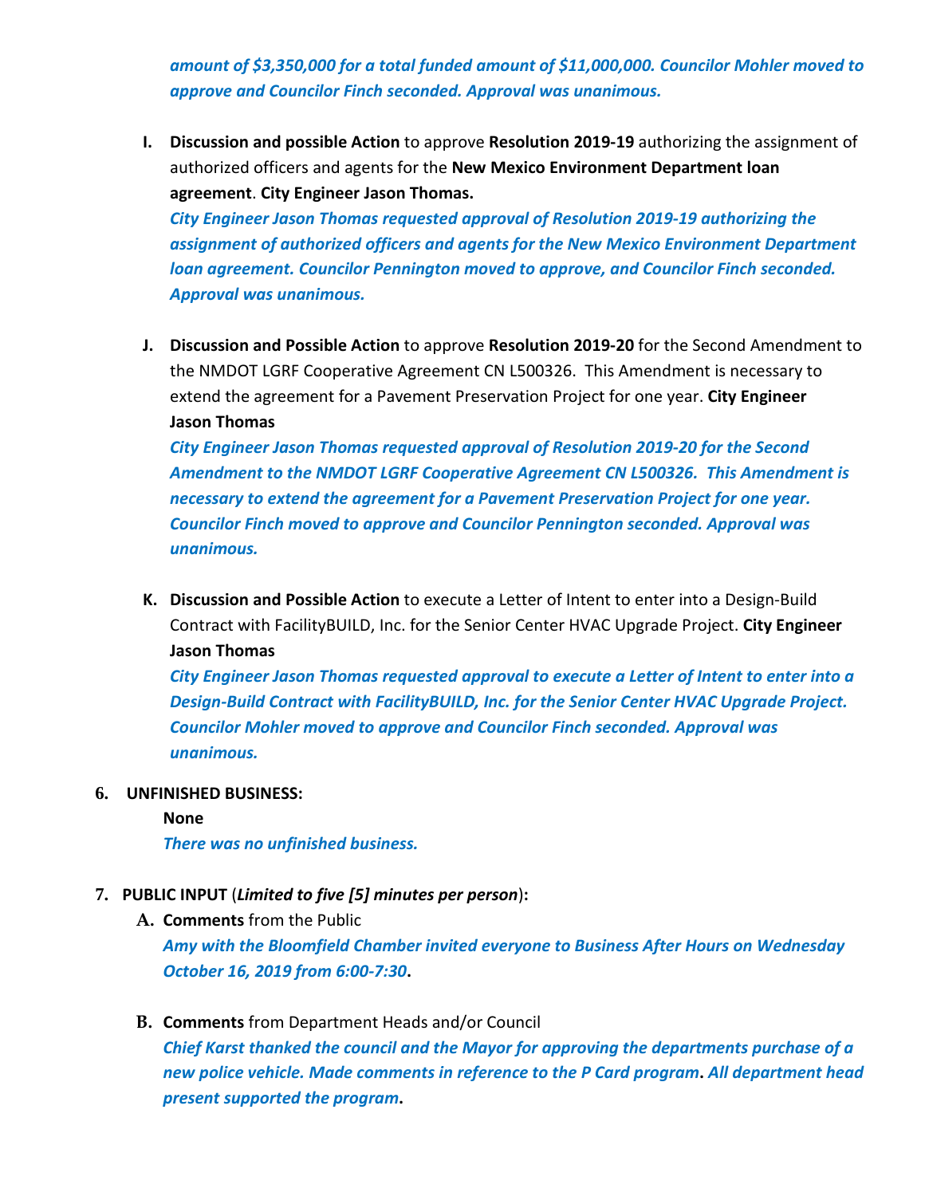*amount of $3,350,000 for a total funded amount of $11,000,000. Councilor Mohler moved to approve and Councilor Finch seconded. Approval was unanimous.*

I. **Discussion and possible Action** to approve **Resolution 2019-19** authorizing the assignment of authorized officers and agents for the **New Mexico Environment Department loan agreement**. **City Engineer Jason Thomas.**
   *City Engineer Jason Thomas requested approval of Resolution 2019-19 authorizing the assignment of authorized officers and agents for the New Mexico Environment Department loan agreement. Councilor Pennington moved to approve, and Councilor Finch seconded. Approval was unanimous.*

J. **Discussion and Possible Action** to approve **Resolution 2019-20** for the Second Amendment to the NMDOT LGRF Cooperative Agreement CN L500326. This Amendment is necessary to extend the agreement for a Pavement Preservation Project for one year. **City Engineer Jason Thomas**
   *City Engineer Jason Thomas requested approval of Resolution 2019-20 for the Second Amendment to the NMDOT LGRF Cooperative Agreement CN L500326. This Amendment is necessary to extend the agreement for a Pavement Preservation Project for one year. Councilor Finch moved to approve and Councilor Pennington seconded. Approval was unanimous.*

K. **Discussion and Possible Action** to execute a Letter of Intent to enter into a Design-Build Contract with FacilityBUILD, Inc. for the Senior Center HVAC Upgrade Project. **City Engineer Jason Thomas**
   *City Engineer Jason Thomas requested approval to execute a Letter of Intent to enter into a Design-Build Contract with FacilityBUILD, Inc. for the Senior Center HVAC Upgrade Project. Councilor Mohler moved to approve and Councilor Finch seconded. Approval was unanimous.*

**6. UNFINISHED BUSINESS:**

**None**

*There was no unfinished business.*

**7. PUBLIC INPUT** (***Limited to five [5] minutes per person***)**:**

A. **Comments** from the Public
   *Amy with the Bloomfield Chamber invited everyone to Business After Hours on Wednesday October 16, 2019 from 6:00-7:30*.

B. **Comments** from Department Heads and/or Council
   *Chief Karst thanked the council and the Mayor for approving the departments purchase of a new police vehicle. Made comments in reference to the P Card program*. *All department head present supported the program*.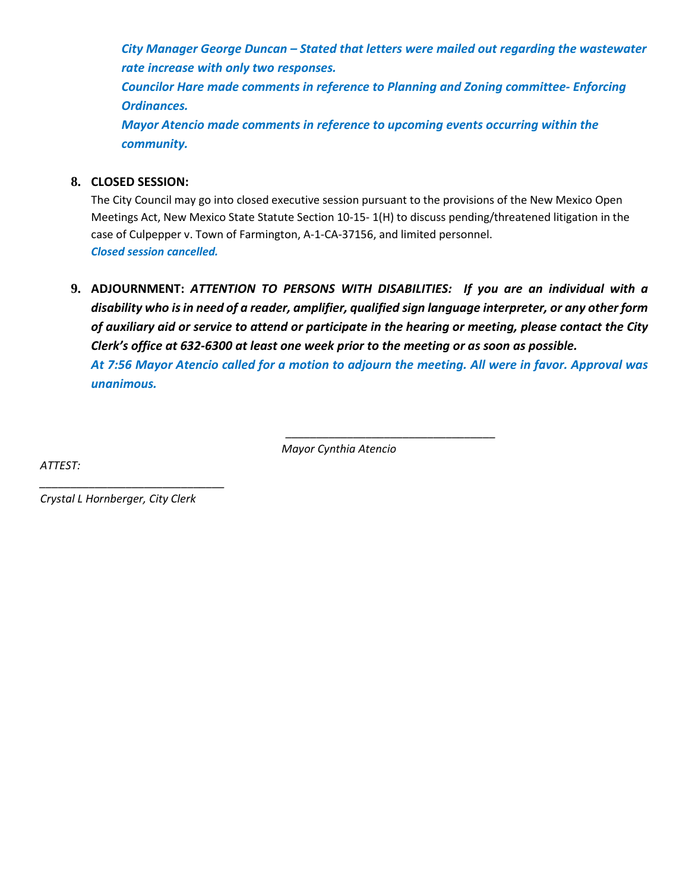*City Manager George Duncan – Stated that letters were mailed out regarding the wastewater rate increase with only two responses.*
*Councilor Hare made comments in reference to Planning and Zoning committee- Enforcing Ordinances.*
*Mayor Atencio made comments in reference to upcoming events occurring within the community.*

**8. CLOSED SESSION:**
The City Council may go into closed executive session pursuant to the provisions of the New Mexico Open Meetings Act, New Mexico State Statute Section 10-15- 1(H) to discuss pending/threatened litigation in the case of Culpepper v. Town of Farmington, A-1-CA-37156, and limited personnel.
*Closed session cancelled.*

**9. ADJOURNMENT:** ***ATTENTION TO PERSONS WITH DISABILITIES: If you are an individual with a disability who is in need of a reader, amplifier, qualified sign language interpreter, or any other form of auxiliary aid or service to attend or participate in the hearing or meeting, please contact the City Clerk's office at 632-6300 at least one week prior to the meeting or as soon as possible.***
***At 7:56 Mayor Atencio called for a motion to adjourn the meeting. All were in favor. Approval was unanimous.***

___________________________________
*Mayor Cynthia Atencio*

*ATTEST:*

______________________________
*Crystal L Hornberger, City Clerk*